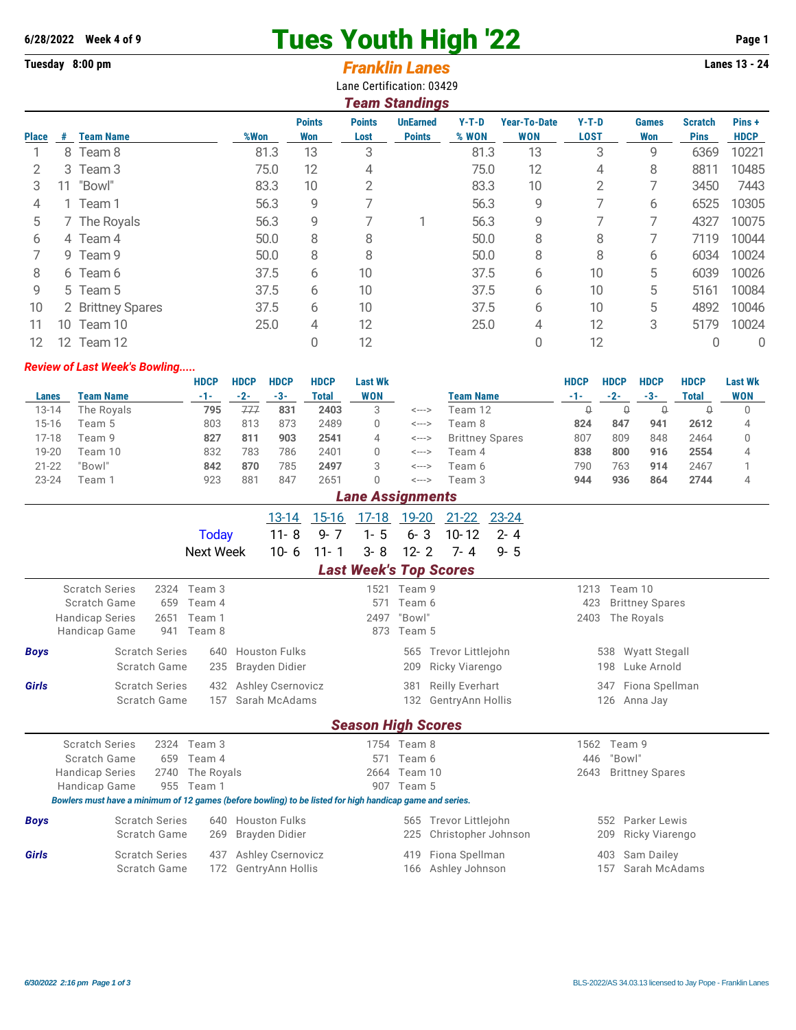**6/28/2022 Week 4 of 9**

# Tues Youth High '22

**Tuesday 8:00 pm** — ***Franklin Lanes*** — **Lanes 13 - 24**

Lane Certification: 03429

## *Team Standings*

| Place | # | Team Name | %Won | Points Won | Points Lost | UnEarned Points | Y-T-D % WON | Year-To-Date WON | Y-T-D LOST | Games Won | Scratch Pins | Pins + HDCP |
|---|---|---|---|---|---|---|---|---|---|---|---|---|
| 1 | 8 | Team 8 | 81.3 | 13 | 3 | | 81.3 | 13 | 3 | 9 | 6369 | 10221 |
| 2 | 3 | Team 3 | 75.0 | 12 | 4 | | 75.0 | 12 | 4 | 8 | 8811 | 10485 |
| 3 | 11 | "Bowl" | 83.3 | 10 | 2 | | 83.3 | 10 | 2 | 7 | 3450 | 7443 |
| 4 | 1 | Team 1 | 56.3 | 9 | 7 | | 56.3 | 9 | 7 | 6 | 6525 | 10305 |
| 5 | 7 | The Royals | 56.3 | 9 | 7 | 1 | 56.3 | 9 | 7 | 7 | 4327 | 10075 |
| 6 | 4 | Team 4 | 50.0 | 8 | 8 | | 50.0 | 8 | 8 | 7 | 7119 | 10044 |
| 7 | 9 | Team 9 | 50.0 | 8 | 8 | | 50.0 | 8 | 8 | 6 | 6034 | 10024 |
| 8 | 6 | Team 6 | 37.5 | 6 | 10 | | 37.5 | 6 | 10 | 5 | 6039 | 10026 |
| 9 | 5 | Team 5 | 37.5 | 6 | 10 | | 37.5 | 6 | 10 | 5 | 5161 | 10084 |
| 10 | 2 | Brittney Spares | 37.5 | 6 | 10 | | 37.5 | 6 | 10 | 5 | 4892 | 10046 |
| 11 | 10 | Team 10 | 25.0 | 4 | 12 | | 25.0 | 4 | 12 | 3 | 5179 | 10024 |
| 12 | 12 | Team 12 | | 0 | 12 | | | 0 | 12 | | 0 | 0 |

***Review of Last Week's Bowling.....***

| Lanes | Team Name | HDCP -1- | HDCP -2- | HDCP -3- | HDCP Total | Last Wk WON | | Team Name | HDCP -1- | HDCP -2- | HDCP -3- | HDCP Total | Last Wk WON |
|---|---|---|---|---|---|---|---|---|---|---|---|---|---|
| 13-14 | The Royals | **795** | ~~777~~ | **831** | **2403** | 3 | <---> | Team 12 | ~~0~~ | ~~0~~ | ~~0~~ | ~~0~~ | 0 |
| 15-16 | Team 5 | 803 | 813 | 873 | 2489 | 0 | <---> | Team 8 | **824** | **847** | **941** | **2612** | 4 |
| 17-18 | Team 9 | **827** | **811** | **903** | **2541** | 4 | <---> | Brittney Spares | 807 | 809 | 848 | 2464 | 0 |
| 19-20 | Team 10 | 832 | 783 | 786 | 2401 | 0 | <---> | Team 4 | **838** | **800** | **916** | **2554** | 4 |
| 21-22 | "Bowl" | **842** | **870** | 785 | **2497** | 3 | <---> | Team 6 | 790 | 763 | **914** | 2467 | 1 |
| 23-24 | Team 1 | 923 | 881 | 847 | 2651 | 0 | <---> | Team 3 | **944** | **936** | **864** | **2744** | 4 |

## *Lane Assignments*

| | 13-14 | 15-16 | 17-18 | 19-20 | 21-22 | 23-24 |
|---|---|---|---|---|---|---|
| Today | 11- 8 | 9- 7 | 1- 5 | 6- 3 | 10- 12 | 2- 4 |
| Next Week | 10- 6 | 11- 1 | 3- 8 | 12- 2 | 7- 4 | 9- 5 |

## *Last Week's Top Scores*

| | | | | | | |
|---|---|---|---|---|---|---|
| Scratch Series | 2324 | Team 3 | 1521 | Team 9 | 1213 | Team 10 |
| Scratch Game | 659 | Team 4 | 571 | Team 6 | 423 | Brittney Spares |
| Handicap Series | 2651 | Team 1 | 2497 | "Bowl" | 2403 | The Royals |
| Handicap Game | 941 | Team 8 | 873 | Team 5 | | |

| | | | | | | | |
|---|---|---|---|---|---|---|---|
| ***Boys*** | Scratch Series | 640 | Houston Fulks | 565 | Trevor Littlejohn | 538 | Wyatt Stegall |
| | Scratch Game | 235 | Brayden Didier | 209 | Ricky Viarengo | 198 | Luke Arnold |
| ***Girls*** | Scratch Series | 432 | Ashley Csernovicz | 381 | Reilly Everhart | 347 | Fiona Spellman |
| | Scratch Game | 157 | Sarah McAdams | 132 | GentryAnn Hollis | 126 | Anna Jay |

## *Season High Scores*

| | | | | | | |
|---|---|---|---|---|---|---|
| Scratch Series | 2324 | Team 3 | 1754 | Team 8 | 1562 | Team 9 |
| Scratch Game | 659 | Team 4 | 571 | Team 6 | 446 | "Bowl" |
| Handicap Series | 2740 | The Royals | 2664 | Team 10 | 2643 | Brittney Spares |
| Handicap Game | 955 | Team 1 | 907 | Team 5 | | |

***Bowlers must have a minimum of 12 games (before bowling) to be listed for high handicap game and series.***

| | | | | | | | |
|---|---|---|---|---|---|---|---|
| ***Boys*** | Scratch Series | 640 | Houston Fulks | 565 | Trevor Littlejohn | 552 | Parker Lewis |
| | Scratch Game | 269 | Brayden Didier | 225 | Christopher Johnson | 209 | Ricky Viarengo |
| ***Girls*** | Scratch Series | 437 | Ashley Csernovicz | 419 | Fiona Spellman | 403 | Sam Dailey |
| | Scratch Game | 172 | GentryAnn Hollis | 166 | Ashley Johnson | 157 | Sarah McAdams |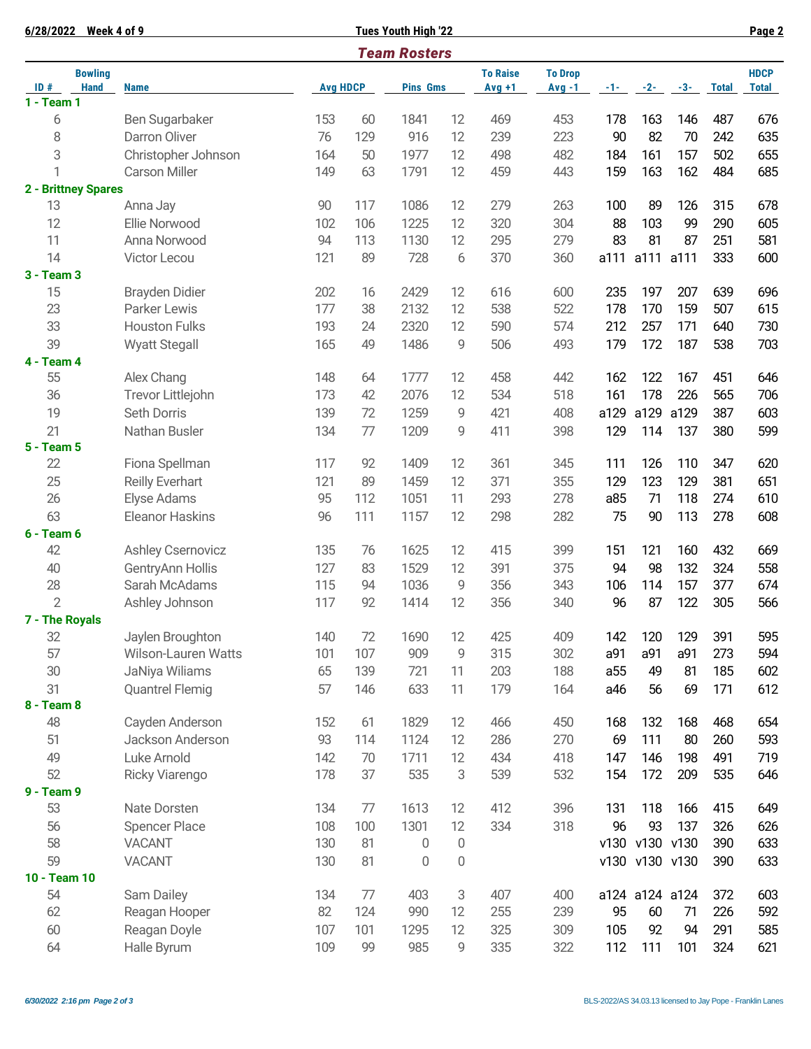## Team Rosters

| ID # | Bowling Hand | Name | Avg | HDCP | Pins | Gms | To Raise Avg +1 | To Drop Avg -1 | -1- | -2- | -3- | Total | HDCP Total |
|---|---|---|---|---|---|---|---|---|---|---|---|---|---|
| **1 - Team 1** | | | | | | | | | | | | | |
| 6 | | Ben Sugarbaker | 153 | 60 | 1841 | 12 | 469 | 453 | 178 | 163 | 146 | 487 | 676 |
| 8 | | Darron Oliver | 76 | 129 | 916 | 12 | 239 | 223 | 90 | 82 | 70 | 242 | 635 |
| 3 | | Christopher Johnson | 164 | 50 | 1977 | 12 | 498 | 482 | 184 | 161 | 157 | 502 | 655 |
| 1 | | Carson Miller | 149 | 63 | 1791 | 12 | 459 | 443 | 159 | 163 | 162 | 484 | 685 |
| **2 - Brittney Spares** | | | | | | | | | | | | | |
| 13 | | Anna Jay | 90 | 117 | 1086 | 12 | 279 | 263 | 100 | 89 | 126 | 315 | 678 |
| 12 | | Ellie Norwood | 102 | 106 | 1225 | 12 | 320 | 304 | 88 | 103 | 99 | 290 | 605 |
| 11 | | Anna Norwood | 94 | 113 | 1130 | 12 | 295 | 279 | 83 | 81 | 87 | 251 | 581 |
| 14 | | Victor Lecou | 121 | 89 | 728 | 6 | 370 | 360 | a111 | a111 | a111 | 333 | 600 |
| **3 - Team 3** | | | | | | | | | | | | | |
| 15 | | Brayden Didier | 202 | 16 | 2429 | 12 | 616 | 600 | 235 | 197 | 207 | 639 | 696 |
| 23 | | Parker Lewis | 177 | 38 | 2132 | 12 | 538 | 522 | 178 | 170 | 159 | 507 | 615 |
| 33 | | Houston Fulks | 193 | 24 | 2320 | 12 | 590 | 574 | 212 | 257 | 171 | 640 | 730 |
| 39 | | Wyatt Stegall | 165 | 49 | 1486 | 9 | 506 | 493 | 179 | 172 | 187 | 538 | 703 |
| **4 - Team 4** | | | | | | | | | | | | | |
| 55 | | Alex Chang | 148 | 64 | 1777 | 12 | 458 | 442 | 162 | 122 | 167 | 451 | 646 |
| 36 | | Trevor Littlejohn | 173 | 42 | 2076 | 12 | 534 | 518 | 161 | 178 | 226 | 565 | 706 |
| 19 | | Seth Dorris | 139 | 72 | 1259 | 9 | 421 | 408 | a129 | a129 | a129 | 387 | 603 |
| 21 | | Nathan Busler | 134 | 77 | 1209 | 9 | 411 | 398 | 129 | 114 | 137 | 380 | 599 |
| **5 - Team 5** | | | | | | | | | | | | | |
| 22 | | Fiona Spellman | 117 | 92 | 1409 | 12 | 361 | 345 | 111 | 126 | 110 | 347 | 620 |
| 25 | | Reilly Everhart | 121 | 89 | 1459 | 12 | 371 | 355 | 129 | 123 | 129 | 381 | 651 |
| 26 | | Elyse Adams | 95 | 112 | 1051 | 11 | 293 | 278 | a85 | 71 | 118 | 274 | 610 |
| 63 | | Eleanor Haskins | 96 | 111 | 1157 | 12 | 298 | 282 | 75 | 90 | 113 | 278 | 608 |
| **6 - Team 6** | | | | | | | | | | | | | |
| 42 | | Ashley Csernovicz | 135 | 76 | 1625 | 12 | 415 | 399 | 151 | 121 | 160 | 432 | 669 |
| 40 | | GentryAnn Hollis | 127 | 83 | 1529 | 12 | 391 | 375 | 94 | 98 | 132 | 324 | 558 |
| 28 | | Sarah McAdams | 115 | 94 | 1036 | 9 | 356 | 343 | 106 | 114 | 157 | 377 | 674 |
| 2 | | Ashley Johnson | 117 | 92 | 1414 | 12 | 356 | 340 | 96 | 87 | 122 | 305 | 566 |
| **7 - The Royals** | | | | | | | | | | | | | |
| 32 | | Jaylen Broughton | 140 | 72 | 1690 | 12 | 425 | 409 | 142 | 120 | 129 | 391 | 595 |
| 57 | | Wilson-Lauren Watts | 101 | 107 | 909 | 9 | 315 | 302 | a91 | a91 | a91 | 273 | 594 |
| 30 | | JaNiya Wiliams | 65 | 139 | 721 | 11 | 203 | 188 | a55 | 49 | 81 | 185 | 602 |
| 31 | | Quantrel Flemig | 57 | 146 | 633 | 11 | 179 | 164 | a46 | 56 | 69 | 171 | 612 |
| **8 - Team 8** | | | | | | | | | | | | | |
| 48 | | Cayden Anderson | 152 | 61 | 1829 | 12 | 466 | 450 | 168 | 132 | 168 | 468 | 654 |
| 51 | | Jackson Anderson | 93 | 114 | 1124 | 12 | 286 | 270 | 69 | 111 | 80 | 260 | 593 |
| 49 | | Luke Arnold | 142 | 70 | 1711 | 12 | 434 | 418 | 147 | 146 | 198 | 491 | 719 |
| 52 | | Ricky Viarengo | 178 | 37 | 535 | 3 | 539 | 532 | 154 | 172 | 209 | 535 | 646 |
| **9 - Team 9** | | | | | | | | | | | | | |
| 53 | | Nate Dorsten | 134 | 77 | 1613 | 12 | 412 | 396 | 131 | 118 | 166 | 415 | 649 |
| 56 | | Spencer Place | 108 | 100 | 1301 | 12 | 334 | 318 | 96 | 93 | 137 | 326 | 626 |
| 58 | | VACANT | 130 | 81 | 0 | 0 | | | v130 | v130 | v130 | 390 | 633 |
| 59 | | VACANT | 130 | 81 | 0 | 0 | | | v130 | v130 | v130 | 390 | 633 |
| **10 - Team 10** | | | | | | | | | | | | | |
| 54 | | Sam Dailey | 134 | 77 | 403 | 3 | 407 | 400 | a124 | a124 | a124 | 372 | 603 |
| 62 | | Reagan Hooper | 82 | 124 | 990 | 12 | 255 | 239 | 95 | 60 | 71 | 226 | 592 |
| 60 | | Reagan Doyle | 107 | 101 | 1295 | 12 | 325 | 309 | 105 | 92 | 94 | 291 | 585 |
| 64 | | Halle Byrum | 109 | 99 | 985 | 9 | 335 | 322 | 112 | 111 | 101 | 324 | 621 |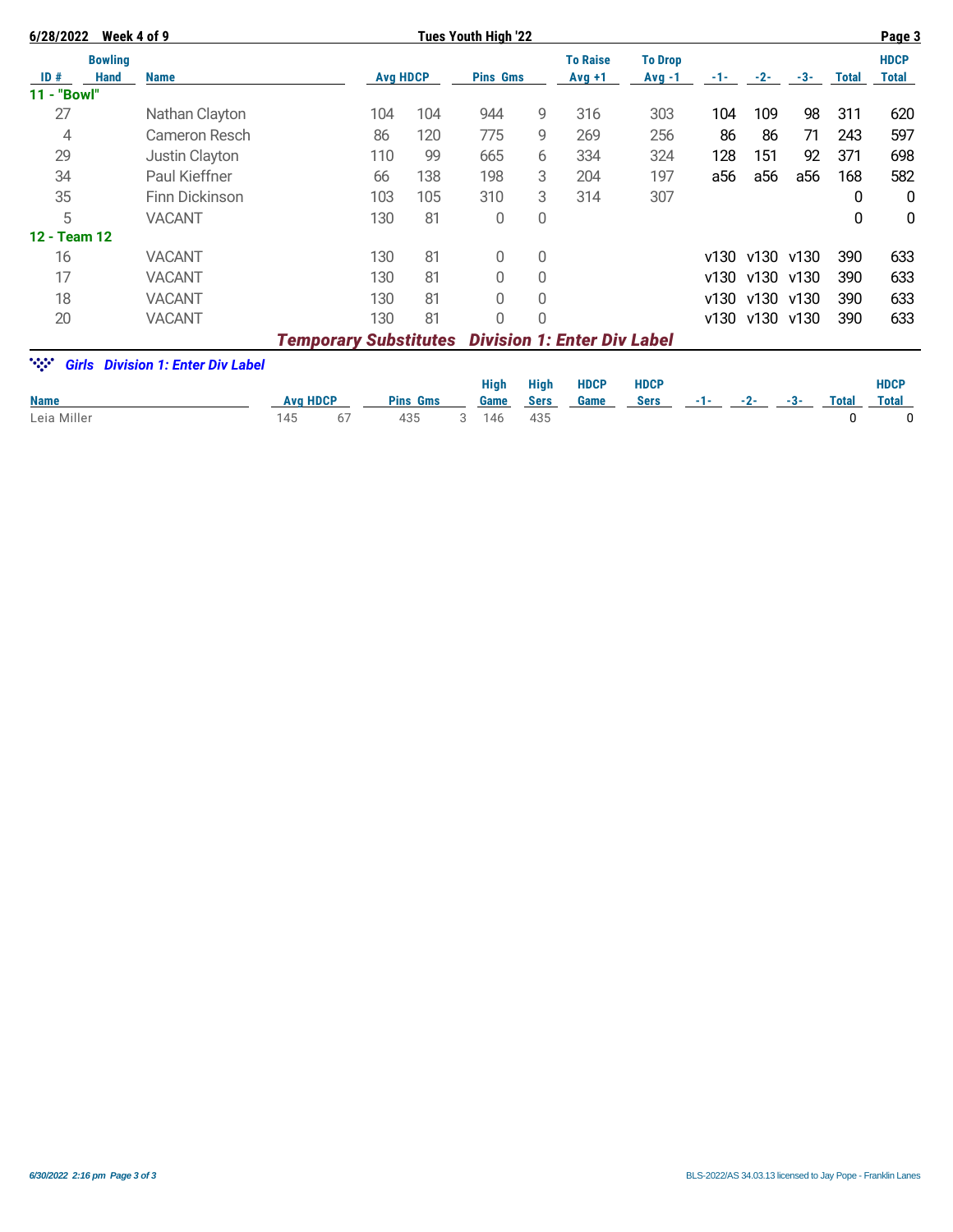| ID # | Bowling Hand | Name | Avg | HDCP | Pins | Gms | To Raise Avg +1 | To Drop Avg -1 | -1- | -2- | -3- | Total | HDCP Total |
|---|---|---|---|---|---|---|---|---|---|---|---|---|---|
| **11 - "Bowl"** | | | | | | | | | | | | | |
| 27 | | Nathan Clayton | 104 | 104 | 944 | 9 | 316 | 303 | 104 | 109 | 98 | 311 | 620 |
| 4 | | Cameron Resch | 86 | 120 | 775 | 9 | 269 | 256 | 86 | 86 | 71 | 243 | 597 |
| 29 | | Justin Clayton | 110 | 99 | 665 | 6 | 334 | 324 | 128 | 151 | 92 | 371 | 698 |
| 34 | | Paul Kieffner | 66 | 138 | 198 | 3 | 204 | 197 | a56 | a56 | a56 | 168 | 582 |
| 35 | | Finn Dickinson | 103 | 105 | 310 | 3 | 314 | 307 | | | | 0 | 0 |
| 5 | | VACANT | 130 | 81 | 0 | 0 | | | | | | 0 | 0 |
| **12 - Team 12** | | | | | | | | | | | | | |
| 16 | | VACANT | 130 | 81 | 0 | 0 | | | v130 | v130 | v130 | 390 | 633 |
| 17 | | VACANT | 130 | 81 | 0 | 0 | | | v130 | v130 | v130 | 390 | 633 |
| 18 | | VACANT | 130 | 81 | 0 | 0 | | | v130 | v130 | v130 | 390 | 633 |
| 20 | | VACANT | 130 | 81 | 0 | 0 | | | v130 | v130 | v130 | 390 | 633 |

## *Temporary Substitutes Division 1: Enter Div Label*

### *Girls Division 1: Enter Div Label*

| Name | Avg | HDCP | Pins | Gms | High Game | High Sers | HDCP Game | HDCP Sers | -1- | -2- | -3- | Total | HDCP Total |
|---|---|---|---|---|---|---|---|---|---|---|---|---|---|
| Leia Miller | 145 | 67 | 435 | 3 | 146 | 435 | | | | | | 0 | 0 |